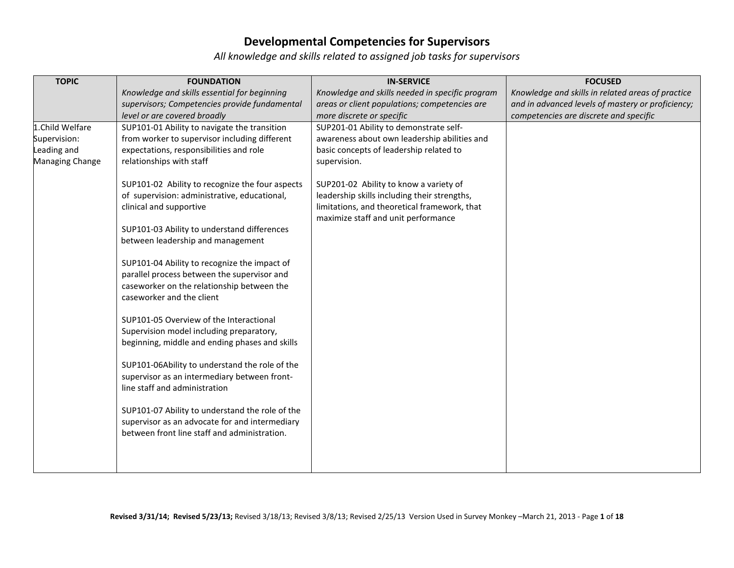# Developmental Competencies for Supervisors

*All knowledge and skills related to assigned job tasks for supervisors*

| TOPIC | FOUNDATION<br>*Knowledge and skills essential for beginning supervisors; Competencies provide fundamental level or are covered broadly* | IN-SERVICE<br>*Knowledge and skills needed in specific program areas or client populations; competencies are more discrete or specific* | FOCUSED<br>*Knowledge and skills in related areas of practice and in advanced levels of mastery or proficiency; competencies are discrete and specific* |
|---|---|---|---|
| 1.Child Welfare Supervision: Leading and Managing Change | SUP101-01 Ability to navigate the transition from worker to supervisor including different expectations, responsibilities and role relationships with staff<br><br>SUP101-02 Ability to recognize the four aspects of supervision: administrative, educational, clinical and supportive<br><br>SUP101-03 Ability to understand differences between leadership and management<br><br>SUP101-04 Ability to recognize the impact of parallel process between the supervisor and caseworker on the relationship between the caseworker and the client<br><br>SUP101-05 Overview of the Interactional Supervision model including preparatory, beginning, middle and ending phases and skills<br><br>SUP101-06Ability to understand the role of the supervisor as an intermediary between front-line staff and administration<br><br>SUP101-07 Ability to understand the role of the supervisor as an advocate for and intermediary between front line staff and administration. | SUP201-01 Ability to demonstrate self-awareness about own leadership abilities and basic concepts of leadership related to supervision.<br><br>SUP201-02 Ability to know a variety of leadership skills including their strengths, limitations, and theoretical framework, that maximize staff and unit performance | |

**Revised 3/31/14; Revised 5/23/13;** Revised 3/18/13; Revised 3/8/13; Revised 2/25/13 Version Used in Survey Monkey –March 21, 2013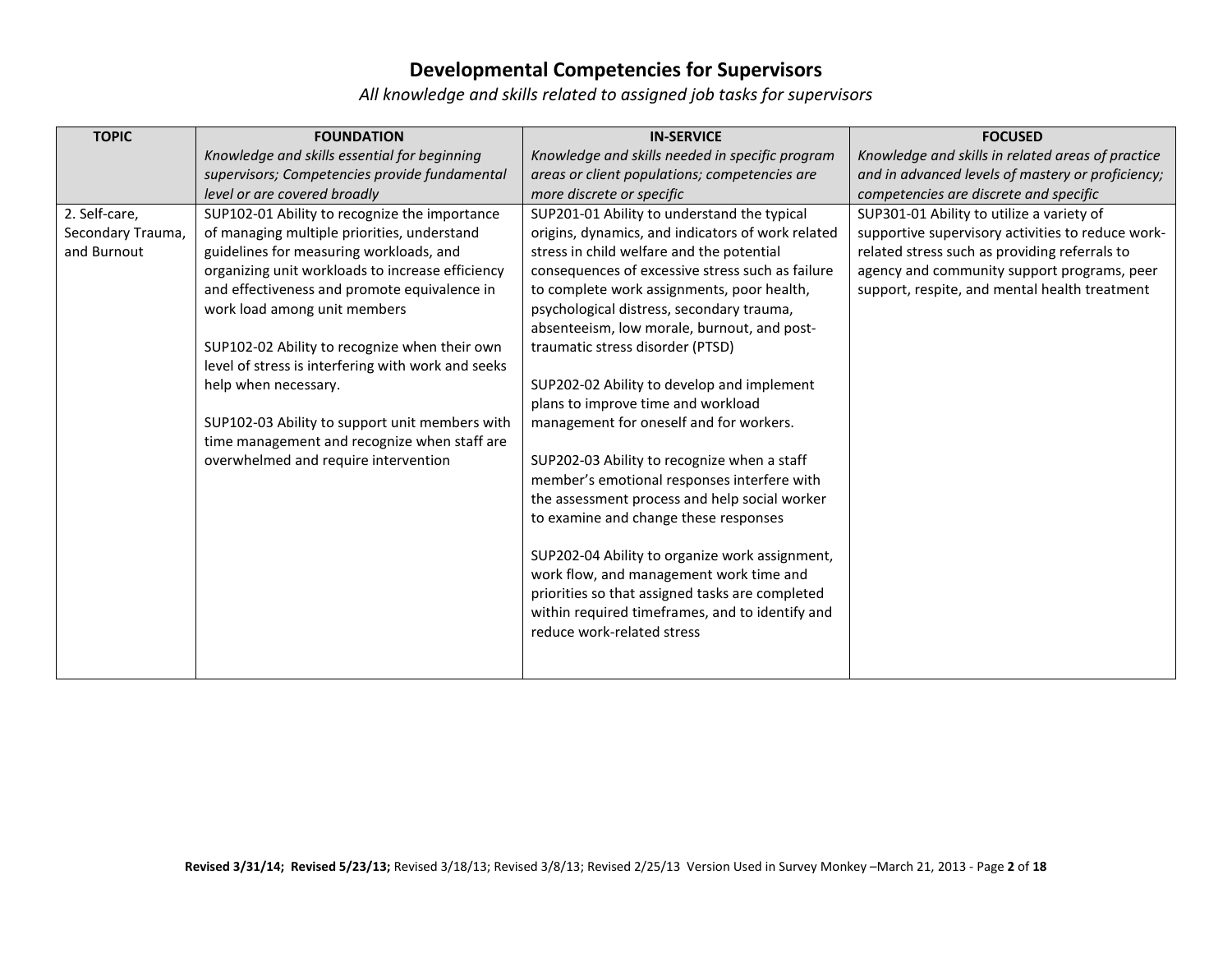# Developmental Competencies for Supervisors

*All knowledge and skills related to assigned job tasks for supervisors*

| TOPIC | FOUNDATION<br>*Knowledge and skills essential for beginning supervisors; Competencies provide fundamental level or are covered broadly* | IN-SERVICE<br>*Knowledge and skills needed in specific program areas or client populations; competencies are more discrete or specific* | FOCUSED<br>*Knowledge and skills in related areas of practice and in advanced levels of mastery or proficiency; competencies are discrete and specific* |
|---|---|---|---|
| 2. Self-care, Secondary Trauma, and Burnout | SUP102-01 Ability to recognize the importance of managing multiple priorities, understand guidelines for measuring workloads, and organizing unit workloads to increase efficiency and effectiveness and promote equivalence in work load among unit members<br><br>SUP102-02 Ability to recognize when their own level of stress is interfering with work and seeks help when necessary.<br><br>SUP102-03 Ability to support unit members with time management and recognize when staff are overwhelmed and require intervention | SUP201-01 Ability to understand the typical origins, dynamics, and indicators of work related stress in child welfare and the potential consequences of excessive stress such as failure to complete work assignments, poor health, psychological distress, secondary trauma, absenteeism, low morale, burnout, and post-traumatic stress disorder (PTSD)<br><br>SUP202-02 Ability to develop and implement plans to improve time and workload management for oneself and for workers.<br><br>SUP202-03 Ability to recognize when a staff member's emotional responses interfere with the assessment process and help social worker to examine and change these responses<br><br>SUP202-04 Ability to organize work assignment, work flow, and management work time and priorities so that assigned tasks are completed within required timeframes, and to identify and reduce work-related stress | SUP301-01 Ability to utilize a variety of supportive supervisory activities to reduce work-related stress such as providing referrals to agency and community support programs, peer support, respite, and mental health treatment |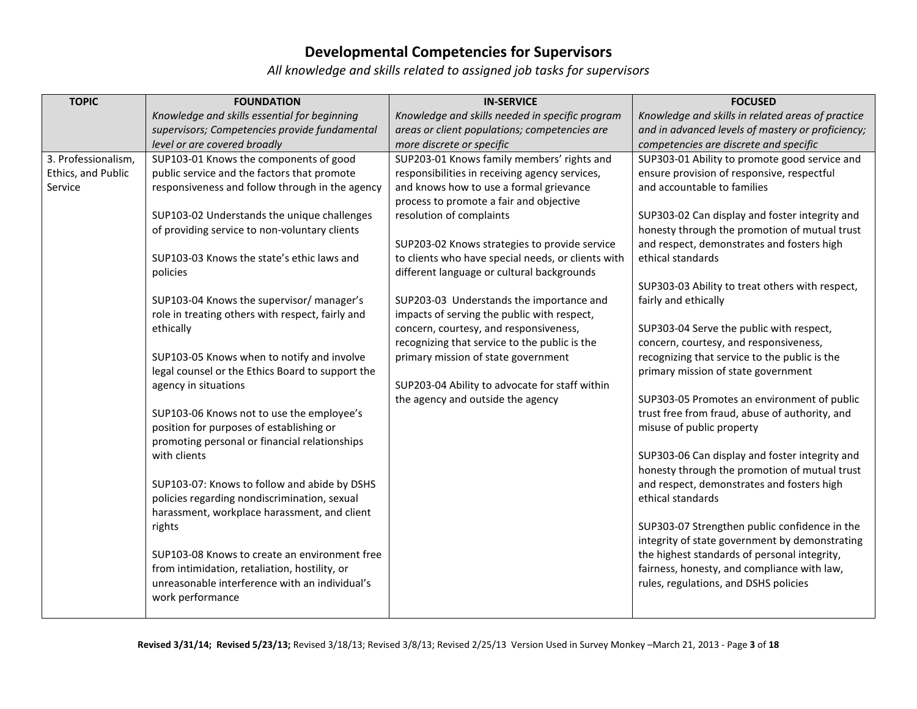# Developmental Competencies for Supervisors

*All knowledge and skills related to assigned job tasks for supervisors*

| TOPIC | FOUNDATION<br>*Knowledge and skills essential for beginning supervisors; Competencies provide fundamental level or are covered broadly* | IN-SERVICE<br>*Knowledge and skills needed in specific program areas or client populations; competencies are more discrete or specific* | FOCUSED<br>*Knowledge and skills in related areas of practice and in advanced levels of mastery or proficiency; competencies are discrete and specific* |
|---|---|---|---|
| 3. Professionalism, Ethics, and Public Service | SUP103-01 Knows the components of good public service and the factors that promote responsiveness and follow through in the agency<br><br>SUP103-02 Understands the unique challenges of providing service to non-voluntary clients<br><br>SUP103-03 Knows the state's ethic laws and policies<br><br>SUP103-04 Knows the supervisor/ manager's role in treating others with respect, fairly and ethically<br><br>SUP103-05 Knows when to notify and involve legal counsel or the Ethics Board to support the agency in situations<br><br>SUP103-06 Knows not to use the employee's position for purposes of establishing or promoting personal or financial relationships with clients<br><br>SUP103-07: Knows to follow and abide by DSHS policies regarding nondiscrimination, sexual harassment, workplace harassment, and client rights<br><br>SUP103-08 Knows to create an environment free from intimidation, retaliation, hostility, or unreasonable interference with an individual's work performance | SUP203-01 Knows family members' rights and responsibilities in receiving agency services, and knows how to use a formal grievance process to promote a fair and objective resolution of complaints<br><br>SUP203-02 Knows strategies to provide service to clients who have special needs, or clients with different language or cultural backgrounds<br><br>SUP203-03 Understands the importance and impacts of serving the public with respect, concern, courtesy, and responsiveness, recognizing that service to the public is the primary mission of state government<br><br>SUP203-04 Ability to advocate for staff within the agency and outside the agency | SUP303-01 Ability to promote good service and ensure provision of responsive, respectful and accountable to families<br><br>SUP303-02 Can display and foster integrity and honesty through the promotion of mutual trust and respect, demonstrates and fosters high ethical standards<br><br>SUP303-03 Ability to treat others with respect, fairly and ethically<br><br>SUP303-04 Serve the public with respect, concern, courtesy, and responsiveness, recognizing that service to the public is the primary mission of state government<br><br>SUP303-05 Promotes an environment of public trust free from fraud, abuse of authority, and misuse of public property<br><br>SUP303-06 Can display and foster integrity and honesty through the promotion of mutual trust and respect, demonstrates and fosters high ethical standards<br><br>SUP303-07 Strengthen public confidence in the integrity of state government by demonstrating the highest standards of personal integrity, fairness, honesty, and compliance with law, rules, regulations, and DSHS policies |

**Revised 3/31/14; Revised 5/23/13;** Revised 3/18/13; Revised 3/8/13; Revised 2/25/13 Version Used in Survey Monkey –March 21, 2013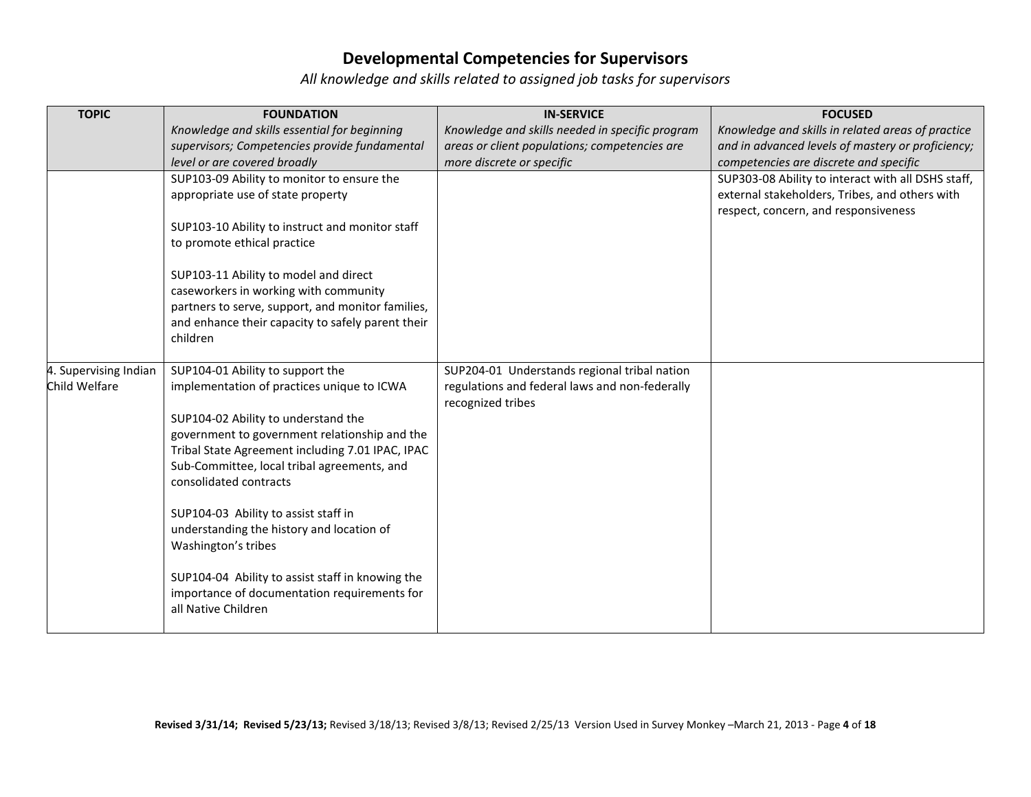# Developmental Competencies for Supervisors

*All knowledge and skills related to assigned job tasks for supervisors*

| TOPIC | FOUNDATION<br>*Knowledge and skills essential for beginning supervisors; Competencies provide fundamental level or are covered broadly* | IN-SERVICE<br>*Knowledge and skills needed in specific program areas or client populations; competencies are more discrete or specific* | FOCUSED<br>*Knowledge and skills in related areas of practice and in advanced levels of mastery or proficiency; competencies are discrete and specific* |
|---|---|---|---|
| | SUP103-09 Ability to monitor to ensure the appropriate use of state property<br><br>SUP103-10 Ability to instruct and monitor staff to promote ethical practice<br><br>SUP103-11 Ability to model and direct caseworkers in working with community partners to serve, support, and monitor families, and enhance their capacity to safely parent their children | | SUP303-08 Ability to interact with all DSHS staff, external stakeholders, Tribes, and others with respect, concern, and responsiveness |
| 4. Supervising Indian Child Welfare | SUP104-01 Ability to support the implementation of practices unique to ICWA<br><br>SUP104-02 Ability to understand the government to government relationship and the Tribal State Agreement including 7.01 IPAC, IPAC Sub-Committee, local tribal agreements, and consolidated contracts<br><br>SUP104-03 Ability to assist staff in understanding the history and location of Washington's tribes<br><br>SUP104-04 Ability to assist staff in knowing the importance of documentation requirements for all Native Children | SUP204-01 Understands regional tribal nation regulations and federal laws and non-federally recognized tribes | |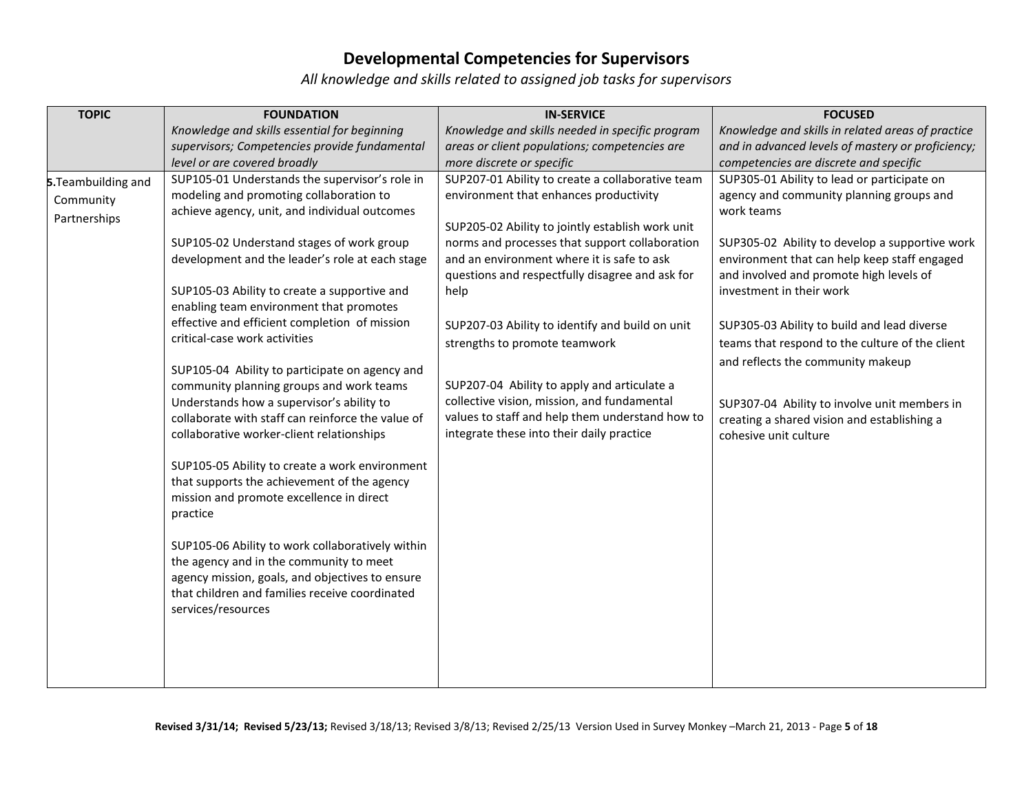# Developmental Competencies for Supervisors

*All knowledge and skills related to assigned job tasks for supervisors*

| TOPIC | FOUNDATION<br>*Knowledge and skills essential for beginning supervisors; Competencies provide fundamental level or are covered broadly* | IN-SERVICE<br>*Knowledge and skills needed in specific program areas or client populations; competencies are more discrete or specific* | FOCUSED<br>*Knowledge and skills in related areas of practice and in advanced levels of mastery or proficiency; competencies are discrete and specific* |
|---|---|---|---|
| **5.**Teambuilding and Community Partnerships | SUP105-01 Understands the supervisor's role in modeling and promoting collaboration to achieve agency, unit, and individual outcomes<br><br>SUP105-02 Understand stages of work group development and the leader's role at each stage<br><br>SUP105-03 Ability to create a supportive and enabling team environment that promotes effective and efficient completion of mission critical-case work activities<br><br>SUP105-04 Ability to participate on agency and community planning groups and work teams Understands how a supervisor's ability to collaborate with staff can reinforce the value of collaborative worker-client relationships<br><br>SUP105-05 Ability to create a work environment that supports the achievement of the agency mission and promote excellence in direct practice<br><br>SUP105-06 Ability to work collaboratively within the agency and in the community to meet agency mission, goals, and objectives to ensure that children and families receive coordinated services/resources | SUP207-01 Ability to create a collaborative team environment that enhances productivity<br><br>SUP205-02 Ability to jointly establish work unit norms and processes that support collaboration and an environment where it is safe to ask questions and respectfully disagree and ask for help<br><br>SUP207-03 Ability to identify and build on unit strengths to promote teamwork<br><br>SUP207-04 Ability to apply and articulate a collective vision, mission, and fundamental values to staff and help them understand how to integrate these into their daily practice | SUP305-01 Ability to lead or participate on agency and community planning groups and work teams<br><br>SUP305-02 Ability to develop a supportive work environment that can help keep staff engaged and involved and promote high levels of investment in their work<br><br>SUP305-03 Ability to build and lead diverse teams that respond to the culture of the client and reflects the community makeup<br><br>SUP307-04 Ability to involve unit members in creating a shared vision and establishing a cohesive unit culture |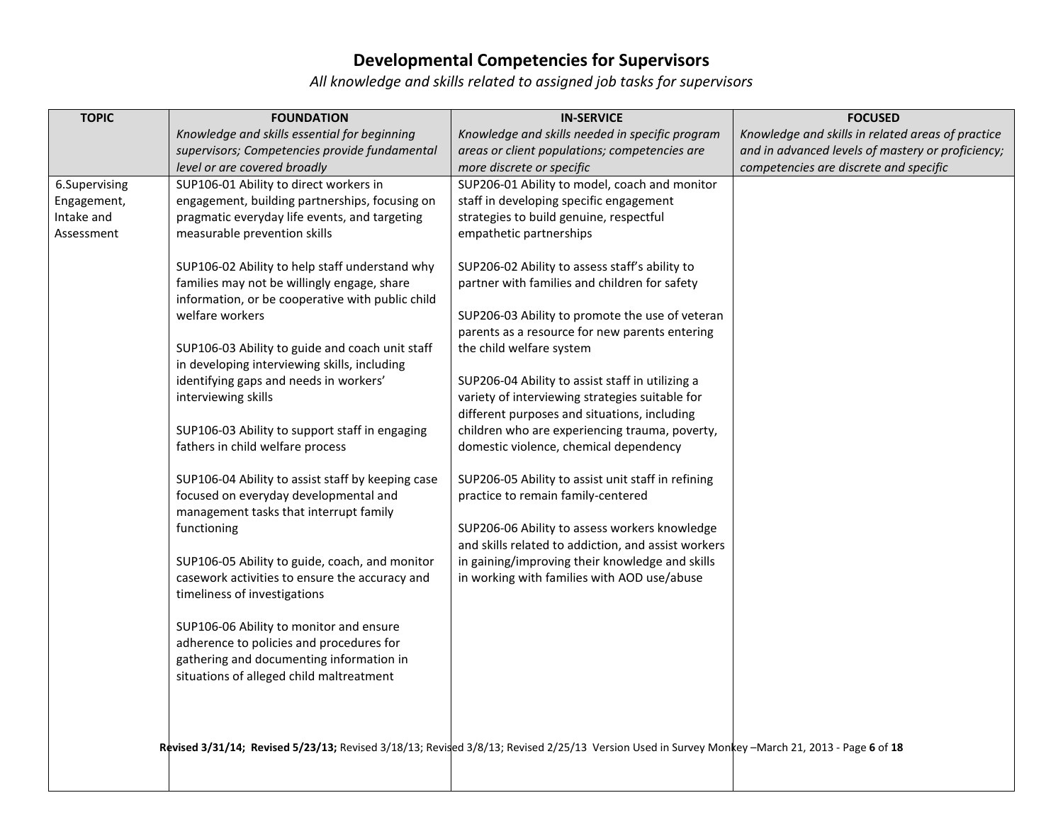# Developmental Competencies for Supervisors

*All knowledge and skills related to assigned job tasks for supervisors*

| TOPIC | FOUNDATION<br>*Knowledge and skills essential for beginning supervisors; Competencies provide fundamental level or are covered broadly* | IN-SERVICE<br>*Knowledge and skills needed in specific program areas or client populations; competencies are more discrete or specific* | FOCUSED<br>*Knowledge and skills in related areas of practice and in advanced levels of mastery or proficiency; competencies are discrete and specific* |
|---|---|---|---|
| 6.Supervising Engagement, Intake and Assessment | SUP106-01 Ability to direct workers in engagement, building partnerships, focusing on pragmatic everyday life events, and targeting measurable prevention skills<br><br>SUP106-02 Ability to help staff understand why families may not be willingly engage, share information, or be cooperative with public child welfare workers<br><br>SUP106-03 Ability to guide and coach unit staff in developing interviewing skills, including identifying gaps and needs in workers' interviewing skills<br><br>SUP106-03 Ability to support staff in engaging fathers in child welfare process<br><br>SUP106-04 Ability to assist staff by keeping case focused on everyday developmental and management tasks that interrupt family functioning<br><br>SUP106-05 Ability to guide, coach, and monitor casework activities to ensure the accuracy and timeliness of investigations<br><br>SUP106-06 Ability to monitor and ensure adherence to policies and procedures for gathering and documenting information in situations of alleged child maltreatment | SUP206-01 Ability to model, coach and monitor staff in developing specific engagement strategies to build genuine, respectful empathetic partnerships<br><br>SUP206-02 Ability to assess staff's ability to partner with families and children for safety<br><br>SUP206-03 Ability to promote the use of veteran parents as a resource for new parents entering the child welfare system<br><br>SUP206-04 Ability to assist staff in utilizing a variety of interviewing strategies suitable for different purposes and situations, including children who are experiencing trauma, poverty, domestic violence, chemical dependency<br><br>SUP206-05 Ability to assist unit staff in refining practice to remain family-centered<br><br>SUP206-06 Ability to assess workers knowledge and skills related to addiction, and assist workers in gaining/improving their knowledge and skills in working with families with AOD use/abuse | |

**Revised 3/31/14; Revised 5/23/13;** Revised 3/18/13; Revised 3/8/13; Revised 2/25/13 Version Used in Survey Monkey –March 21, 2013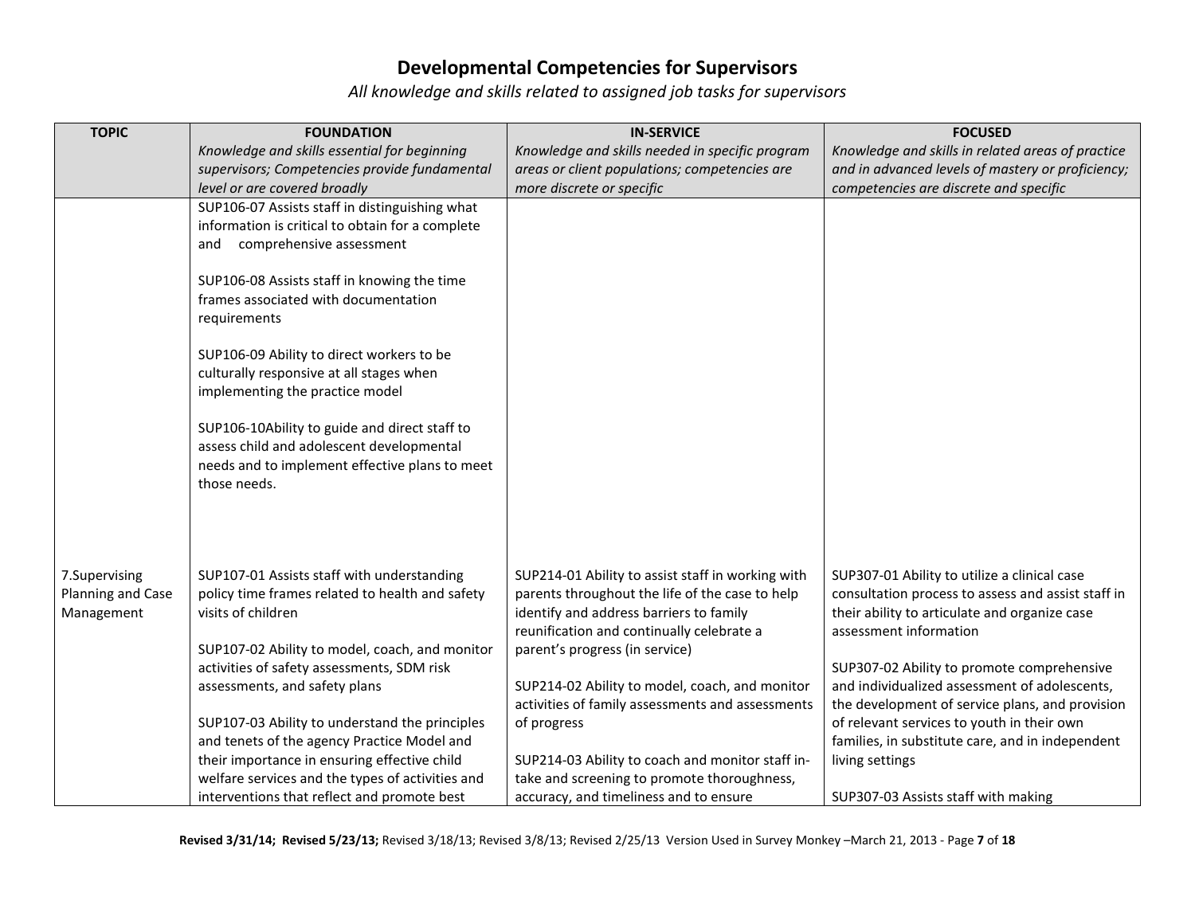# Developmental Competencies for Supervisors

*All knowledge and skills related to assigned job tasks for supervisors*

| TOPIC | FOUNDATION<br>*Knowledge and skills essential for beginning supervisors; Competencies provide fundamental level or are covered broadly* | IN-SERVICE<br>*Knowledge and skills needed in specific program areas or client populations; competencies are more discrete or specific* | FOCUSED<br>*Knowledge and skills in related areas of practice and in advanced levels of mastery or proficiency; competencies are discrete and specific* |
|---|---|---|---|
| | SUP106-07 Assists staff in distinguishing what information is critical to obtain for a complete and comprehensive assessment<br><br>SUP106-08 Assists staff in knowing the time frames associated with documentation requirements<br><br>SUP106-09 Ability to direct workers to be culturally responsive at all stages when implementing the practice model<br><br>SUP106-10Ability to guide and direct staff to assess child and adolescent developmental needs and to implement effective plans to meet those needs. | | |
| 7.Supervising Planning and Case Management | SUP107-01 Assists staff with understanding policy time frames related to health and safety visits of children<br><br>SUP107-02 Ability to model, coach, and monitor activities of safety assessments, SDM risk assessments, and safety plans<br><br>SUP107-03 Ability to understand the principles and tenets of the agency Practice Model and their importance in ensuring effective child welfare services and the types of activities and interventions that reflect and promote best | SUP214-01 Ability to assist staff in working with parents throughout the life of the case to help identify and address barriers to family reunification and continually celebrate a parent's progress (in service)<br><br>SUP214-02 Ability to model, coach, and monitor activities of family assessments and assessments of progress<br><br>SUP214-03 Ability to coach and monitor staff in-take and screening to promote thoroughness, accuracy, and timeliness and to ensure | SUP307-01 Ability to utilize a clinical case consultation process to assess and assist staff in their ability to articulate and organize case assessment information<br><br>SUP307-02 Ability to promote comprehensive and individualized assessment of adolescents, the development of service plans, and provision of relevant services to youth in their own families, in substitute care, and in independent living settings<br><br>SUP307-03 Assists staff with making |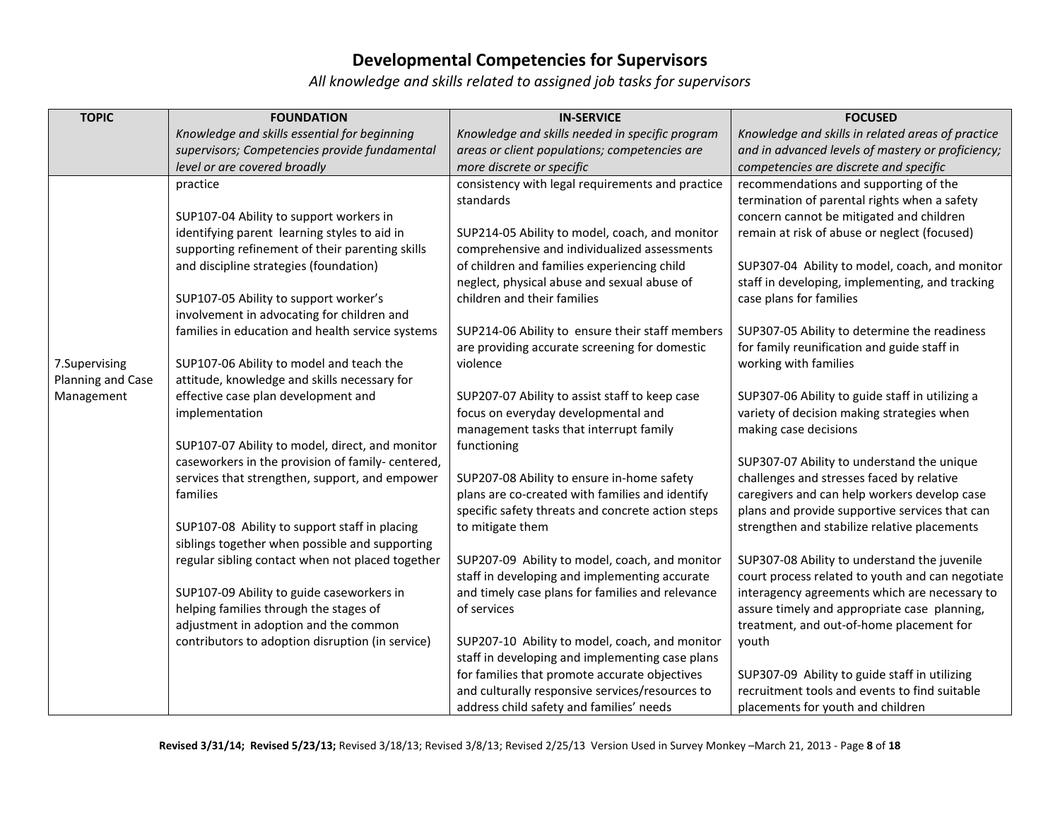# Developmental Competencies for Supervisors

*All knowledge and skills related to assigned job tasks for supervisors*

| TOPIC | FOUNDATION<br>*Knowledge and skills essential for beginning supervisors; Competencies provide fundamental level or are covered broadly* | IN-SERVICE<br>*Knowledge and skills needed in specific program areas or client populations; competencies are more discrete or specific* | FOCUSED<br>*Knowledge and skills in related areas of practice and in advanced levels of mastery or proficiency; competencies are discrete and specific* |
|---|---|---|---|
| 7.Supervising Planning and Case Management | practice<br><br>SUP107-04 Ability to support workers in identifying parent learning styles to aid in supporting refinement of their parenting skills and discipline strategies (foundation)<br><br>SUP107-05 Ability to support worker's involvement in advocating for children and families in education and health service systems<br><br>SUP107-06 Ability to model and teach the attitude, knowledge and skills necessary for effective case plan development and implementation<br><br>SUP107-07 Ability to model, direct, and monitor caseworkers in the provision of family- centered, services that strengthen, support, and empower families<br><br>SUP107-08 Ability to support staff in placing siblings together when possible and supporting regular sibling contact when not placed together<br><br>SUP107-09 Ability to guide caseworkers in helping families through the stages of adjustment in adoption and the common contributors to adoption disruption (in service) | consistency with legal requirements and practice standards<br><br>SUP214-05 Ability to model, coach, and monitor comprehensive and individualized assessments of children and families experiencing child neglect, physical abuse and sexual abuse of children and their families<br><br>SUP214-06 Ability to ensure their staff members are providing accurate screening for domestic violence<br><br>SUP207-07 Ability to assist staff to keep case focus on everyday developmental and management tasks that interrupt family functioning<br><br>SUP207-08 Ability to ensure in-home safety plans are co-created with families and identify specific safety threats and concrete action steps to mitigate them<br><br>SUP207-09 Ability to model, coach, and monitor staff in developing and implementing accurate and timely case plans for families and relevance of services<br><br>SUP207-10 Ability to model, coach, and monitor staff in developing and implementing case plans for families that promote accurate objectives and culturally responsive services/resources to address child safety and families' needs | recommendations and supporting of the termination of parental rights when a safety concern cannot be mitigated and children remain at risk of abuse or neglect (focused)<br><br>SUP307-04 Ability to model, coach, and monitor staff in developing, implementing, and tracking case plans for families<br><br>SUP307-05 Ability to determine the readiness for family reunification and guide staff in working with families<br><br>SUP307-06 Ability to guide staff in utilizing a variety of decision making strategies when making case decisions<br><br>SUP307-07 Ability to understand the unique challenges and stresses faced by relative caregivers and can help workers develop case plans and provide supportive services that can strengthen and stabilize relative placements<br><br>SUP307-08 Ability to understand the juvenile court process related to youth and can negotiate interagency agreements which are necessary to assure timely and appropriate case planning, treatment, and out-of-home placement for youth<br><br>SUP307-09 Ability to guide staff in utilizing recruitment tools and events to find suitable placements for youth and children |

Revised 3/31/14; Revised 5/23/13; Revised 3/18/13; Revised 3/8/13; Revised 2/25/13 Version Used in Survey Monkey –March 21, 2013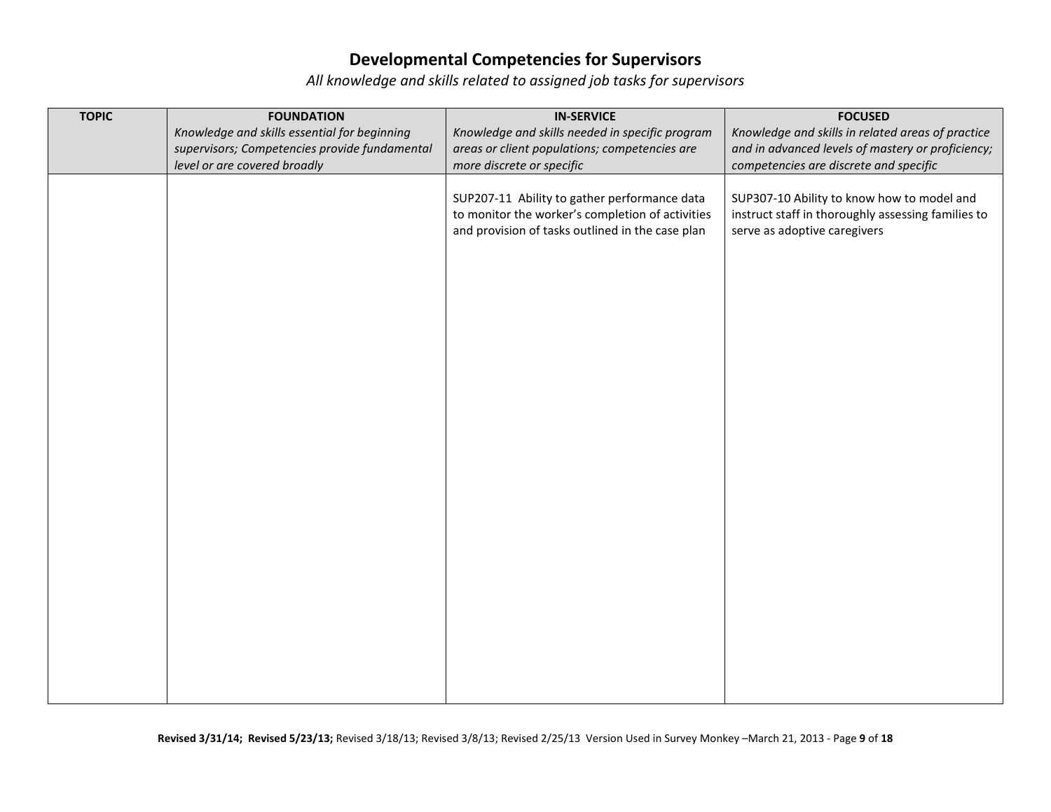# Developmental Competencies for Supervisors

*All knowledge and skills related to assigned job tasks for supervisors*

| TOPIC | FOUNDATION<br>*Knowledge and skills essential for beginning supervisors; Competencies provide fundamental level or are covered broadly* | IN-SERVICE<br>*Knowledge and skills needed in specific program areas or client populations; competencies are more discrete or specific* | FOCUSED<br>*Knowledge and skills in related areas of practice and in advanced levels of mastery or proficiency; competencies are discrete and specific* |
|---|---|---|---|
| | | SUP207-11 Ability to gather performance data to monitor the worker's completion of activities and provision of tasks outlined in the case plan | SUP307-10 Ability to know how to model and instruct staff in thoroughly assessing families to serve as adoptive caregivers |

Revised 3/31/14; Revised 5/23/13; Revised 3/18/13; Revised 3/8/13; Revised 2/25/13 Version Used in Survey Monkey –March 21, 2013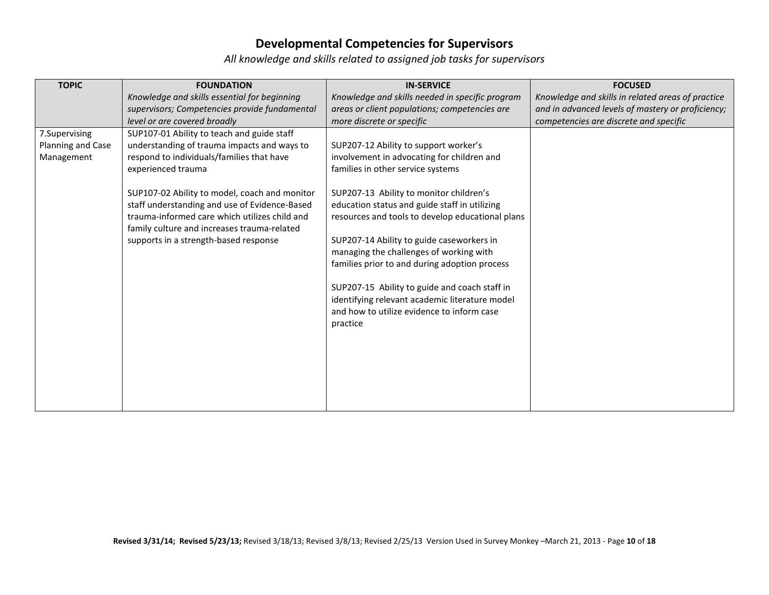# Developmental Competencies for Supervisors

*All knowledge and skills related to assigned job tasks for supervisors*

| TOPIC | FOUNDATION<br>*Knowledge and skills essential for beginning supervisors; Competencies provide fundamental level or are covered broadly* | IN-SERVICE<br>*Knowledge and skills needed in specific program areas or client populations; competencies are more discrete or specific* | FOCUSED<br>*Knowledge and skills in related areas of practice and in advanced levels of mastery or proficiency; competencies are discrete and specific* |
|---|---|---|---|
| 7.Supervising Planning and Case Management | SUP107-01 Ability to teach and guide staff understanding of trauma impacts and ways to respond to individuals/families that have experienced trauma<br><br>SUP107-02 Ability to model, coach and monitor staff understanding and use of Evidence-Based trauma-informed care which utilizes child and family culture and increases trauma-related supports in a strength-based response | SUP207-12 Ability to support worker's involvement in advocating for children and families in other service systems<br><br>SUP207-13 Ability to monitor children's education status and guide staff in utilizing resources and tools to develop educational plans<br><br>SUP207-14 Ability to guide caseworkers in managing the challenges of working with families prior to and during adoption process<br><br>SUP207-15 Ability to guide and coach staff in identifying relevant academic literature model and how to utilize evidence to inform case practice | |

**Revised 3/31/14; Revised 5/23/13;** Revised 3/18/13; Revised 3/8/13; Revised 2/25/13 Version Used in Survey Monkey –March 21, 2013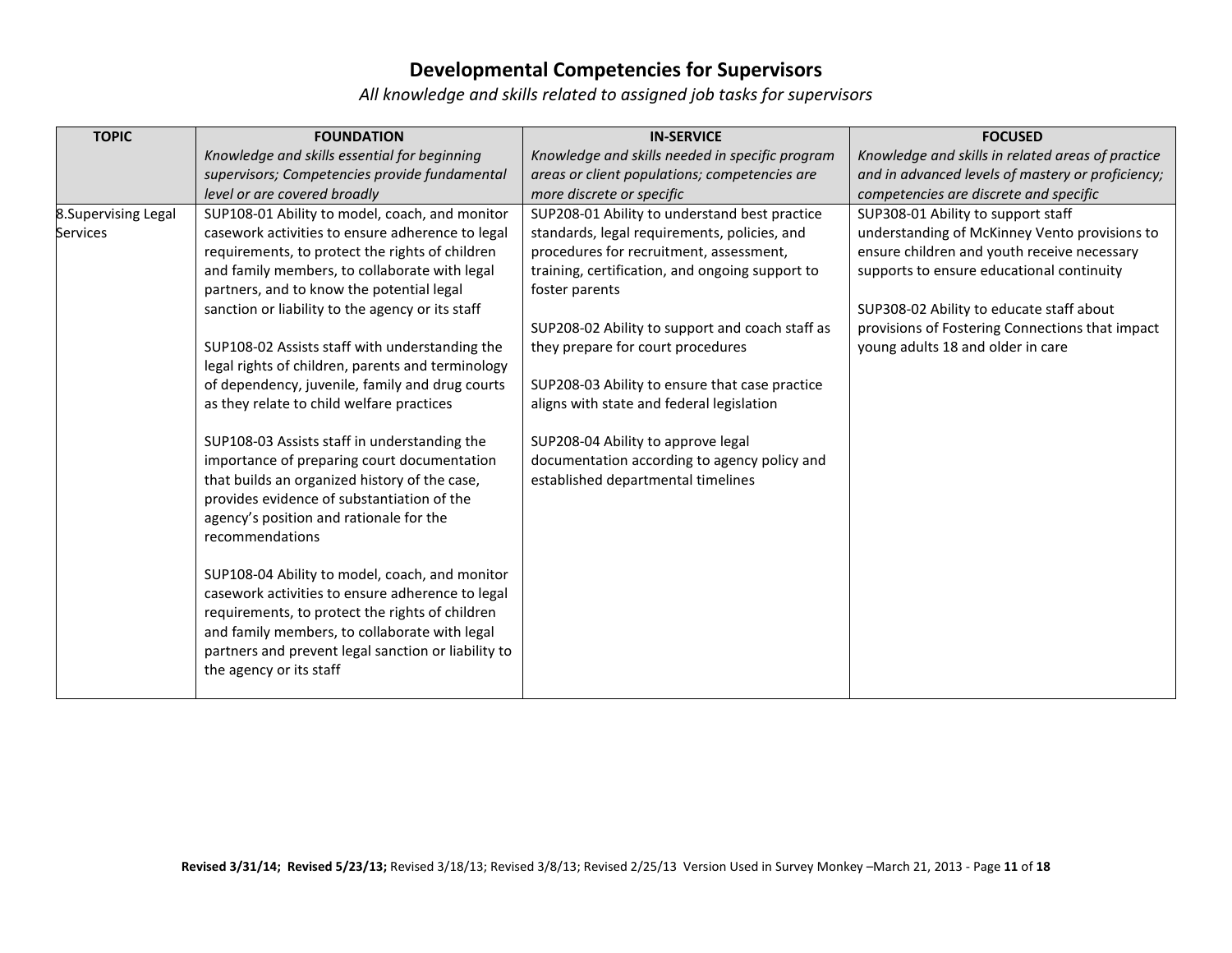# Developmental Competencies for Supervisors

*All knowledge and skills related to assigned job tasks for supervisors*

| TOPIC | FOUNDATION<br>*Knowledge and skills essential for beginning supervisors; Competencies provide fundamental level or are covered broadly* | IN-SERVICE<br>*Knowledge and skills needed in specific program areas or client populations; competencies are more discrete or specific* | FOCUSED<br>*Knowledge and skills in related areas of practice and in advanced levels of mastery or proficiency; competencies are discrete and specific* |
|---|---|---|---|
| 8.Supervising Legal Services | SUP108-01 Ability to model, coach, and monitor casework activities to ensure adherence to legal requirements, to protect the rights of children and family members, to collaborate with legal partners, and to know the potential legal sanction or liability to the agency or its staff<br><br>SUP108-02 Assists staff with understanding the legal rights of children, parents and terminology of dependency, juvenile, family and drug courts as they relate to child welfare practices<br><br>SUP108-03 Assists staff in understanding the importance of preparing court documentation that builds an organized history of the case, provides evidence of substantiation of the agency's position and rationale for the recommendations<br><br>SUP108-04 Ability to model, coach, and monitor casework activities to ensure adherence to legal requirements, to protect the rights of children and family members, to collaborate with legal partners and prevent legal sanction or liability to the agency or its staff | SUP208-01 Ability to understand best practice standards, legal requirements, policies, and procedures for recruitment, assessment, training, certification, and ongoing support to foster parents<br><br>SUP208-02 Ability to support and coach staff as they prepare for court procedures<br><br>SUP208-03 Ability to ensure that case practice aligns with state and federal legislation<br><br>SUP208-04 Ability to approve legal documentation according to agency policy and established departmental timelines | SUP308-01 Ability to support staff understanding of McKinney Vento provisions to ensure children and youth receive necessary supports to ensure educational continuity<br><br>SUP308-02 Ability to educate staff about provisions of Fostering Connections that impact young adults 18 and older in care |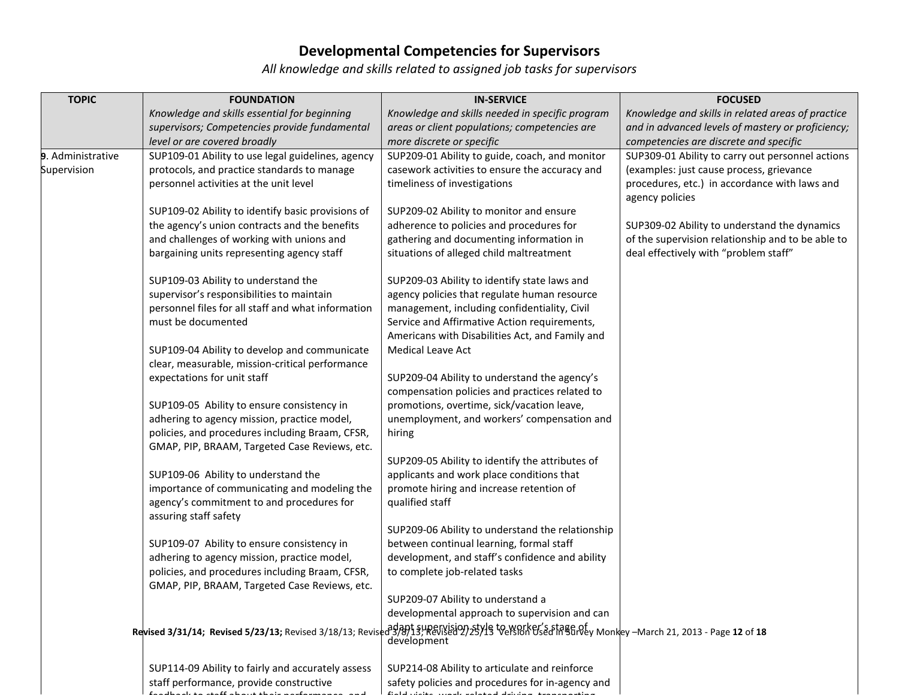# Developmental Competencies for Supervisors

*All knowledge and skills related to assigned job tasks for supervisors*

| TOPIC | FOUNDATION<br>*Knowledge and skills essential for beginning supervisors; Competencies provide fundamental level or are covered broadly* | IN-SERVICE<br>*Knowledge and skills needed in specific program areas or client populations; competencies are more discrete or specific* | FOCUSED<br>*Knowledge and skills in related areas of practice and in advanced levels of mastery or proficiency; competencies are discrete and specific* |
|---|---|---|---|
| 9. Administrative Supervision | SUP109-01 Ability to use legal guidelines, agency protocols, and practice standards to manage personnel activities at the unit level<br><br>SUP109-02 Ability to identify basic provisions of the agency's union contracts and the benefits and challenges of working with unions and bargaining units representing agency staff<br><br>SUP109-03 Ability to understand the supervisor's responsibilities to maintain personnel files for all staff and what information must be documented<br><br>SUP109-04 Ability to develop and communicate clear, measurable, mission-critical performance expectations for unit staff<br><br>SUP109-05 Ability to ensure consistency in adhering to agency mission, practice model, policies, and procedures including Braam, CFSR, GMAP, PIP, BRAAM, Targeted Case Reviews, etc.<br><br>SUP109-06 Ability to understand the importance of communicating and modeling the agency's commitment to and procedures for assuring staff safety<br><br>SUP109-07 Ability to ensure consistency in adhering to agency mission, practice model, policies, and procedures including Braam, CFSR, GMAP, PIP, BRAAM, Targeted Case Reviews, etc.<br><br>SUP114-09 Ability to fairly and accurately assess staff performance, provide constructive feedback to staff about their performance, and | SUP209-01 Ability to guide, coach, and monitor casework activities to ensure the accuracy and timeliness of investigations<br><br>SUP209-02 Ability to monitor and ensure adherence to policies and procedures for gathering and documenting information in situations of alleged child maltreatment<br><br>SUP209-03 Ability to identify state laws and agency policies that regulate human resource management, including confidentiality, Civil Service and Affirmative Action requirements, Americans with Disabilities Act, and Family and Medical Leave Act<br><br>SUP209-04 Ability to understand the agency's compensation policies and practices related to promotions, overtime, sick/vacation leave, unemployment, and workers' compensation and hiring<br><br>SUP209-05 Ability to identify the attributes of applicants and work place conditions that promote hiring and increase retention of qualified staff<br><br>SUP209-06 Ability to understand the relationship between continual learning, formal staff development, and staff's confidence and ability to complete job-related tasks<br><br>SUP209-07 Ability to understand a developmental approach to supervision and can adapt supervision style to worker's stage of development<br><br>SUP214-08 Ability to articulate and reinforce safety policies and procedures for in-agency and field visits, work-related driving, transporting | SUP309-01 Ability to carry out personnel actions (examples: just cause process, grievance procedures, etc.) in accordance with laws and agency policies<br><br>SUP309-02 Ability to understand the dynamics of the supervision relationship and to be able to deal effectively with "problem staff" |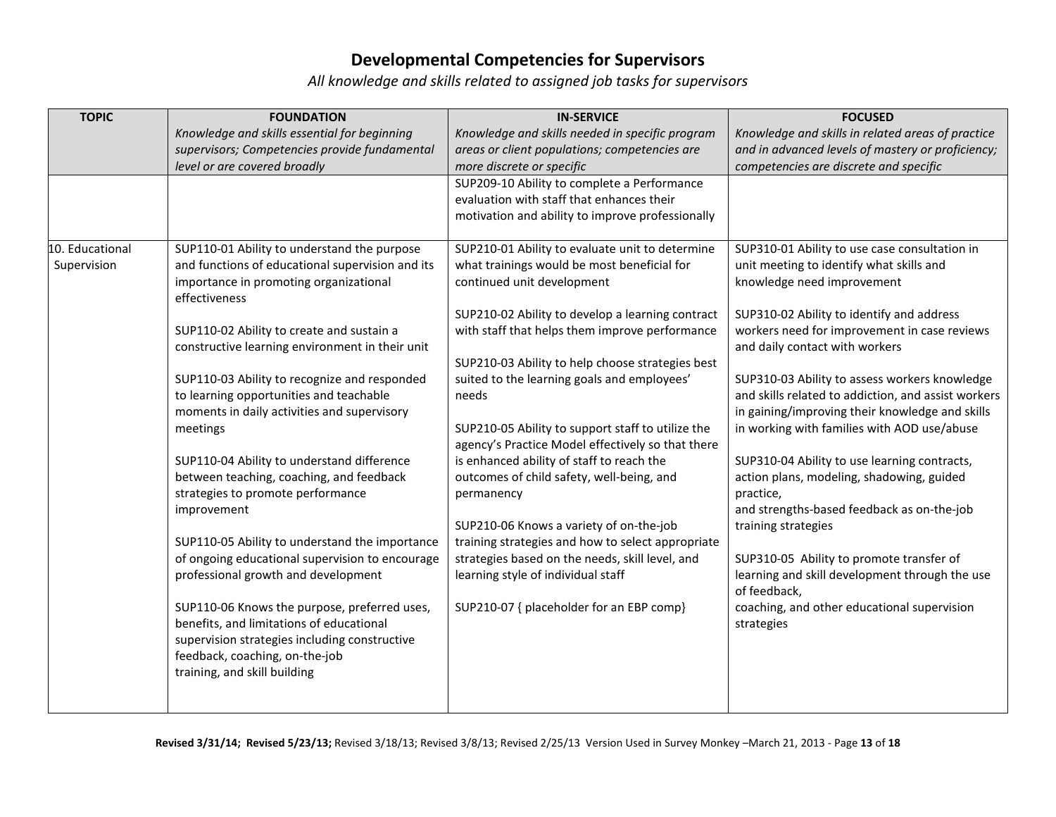# Developmental Competencies for Supervisors

*All knowledge and skills related to assigned job tasks for supervisors*

| TOPIC | FOUNDATION<br>*Knowledge and skills essential for beginning supervisors; Competencies provide fundamental level or are covered broadly* | IN-SERVICE<br>*Knowledge and skills needed in specific program areas or client populations; competencies are more discrete or specific* | FOCUSED<br>*Knowledge and skills in related areas of practice and in advanced levels of mastery or proficiency; competencies are discrete and specific* |
|---|---|---|---|
| | | SUP209-10 Ability to complete a Performance evaluation with staff that enhances their motivation and ability to improve professionally | |
| 10. Educational Supervision | SUP110-01 Ability to understand the purpose and functions of educational supervision and its importance in promoting organizational effectiveness<br><br>SUP110-02 Ability to create and sustain a constructive learning environment in their unit<br><br>SUP110-03 Ability to recognize and responded to learning opportunities and teachable moments in daily activities and supervisory meetings<br><br>SUP110-04 Ability to understand difference between teaching, coaching, and feedback strategies to promote performance improvement<br><br>SUP110-05 Ability to understand the importance of ongoing educational supervision to encourage professional growth and development<br><br>SUP110-06 Knows the purpose, preferred uses, benefits, and limitations of educational supervision strategies including constructive feedback, coaching, on-the-job training, and skill building | SUP210-01 Ability to evaluate unit to determine what trainings would be most beneficial for continued unit development<br><br>SUP210-02 Ability to develop a learning contract with staff that helps them improve performance<br><br>SUP210-03 Ability to help choose strategies best suited to the learning goals and employees' needs<br><br>SUP210-05 Ability to support staff to utilize the agency's Practice Model effectively so that there is enhanced ability of staff to reach the outcomes of child safety, well-being, and permanency<br><br>SUP210-06 Knows a variety of on-the-job training strategies and how to select appropriate strategies based on the needs, skill level, and learning style of individual staff<br><br>SUP210-07 { placeholder for an EBP comp} | SUP310-01 Ability to use case consultation in unit meeting to identify what skills and knowledge need improvement<br><br>SUP310-02 Ability to identify and address workers need for improvement in case reviews and daily contact with workers<br><br>SUP310-03 Ability to assess workers knowledge and skills related to addiction, and assist workers in gaining/improving their knowledge and skills in working with families with AOD use/abuse<br><br>SUP310-04 Ability to use learning contracts, action plans, modeling, shadowing, guided practice, and strengths-based feedback as on-the-job training strategies<br><br>SUP310-05 Ability to promote transfer of learning and skill development through the use of feedback, coaching, and other educational supervision strategies |

**Revised 3/31/14; Revised 5/23/13;** Revised 3/18/13; Revised 3/8/13; Revised 2/25/13 Version Used in Survey Monkey –March 21, 2013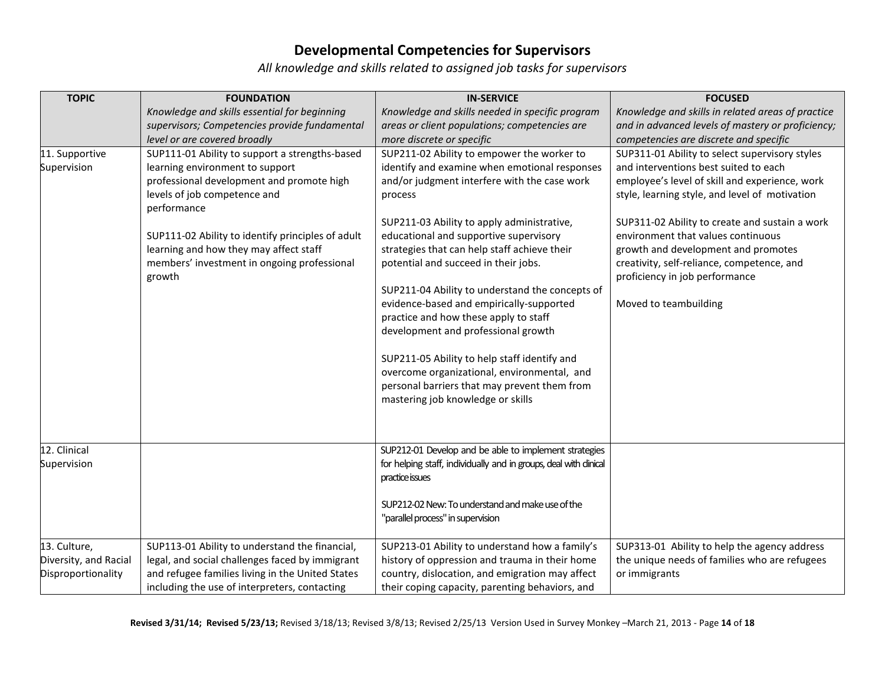# Developmental Competencies for Supervisors

*All knowledge and skills related to assigned job tasks for supervisors*

| TOPIC | FOUNDATION<br>*Knowledge and skills essential for beginning supervisors; Competencies provide fundamental level or are covered broadly* | IN-SERVICE<br>*Knowledge and skills needed in specific program areas or client populations; competencies are more discrete or specific* | FOCUSED<br>*Knowledge and skills in related areas of practice and in advanced levels of mastery or proficiency; competencies are discrete and specific* |
|---|---|---|---|
| 11. Supportive Supervision | SUP111-01 Ability to support a strengths-based learning environment to support professional development and promote high levels of job competence and performance<br><br>SUP111-02 Ability to identify principles of adult learning and how they may affect staff members' investment in ongoing professional growth | SUP211-02 Ability to empower the worker to identify and examine when emotional responses and/or judgment interfere with the case work process<br><br>SUP211-03 Ability to apply administrative, educational and supportive supervisory strategies that can help staff achieve their potential and succeed in their jobs.<br><br>SUP211-04 Ability to understand the concepts of evidence-based and empirically-supported practice and how these apply to staff development and professional growth<br><br>SUP211-05 Ability to help staff identify and overcome organizational, environmental, and personal barriers that may prevent them from mastering job knowledge or skills | SUP311-01 Ability to select supervisory styles and interventions best suited to each employee's level of skill and experience, work style, learning style, and level of motivation<br><br>SUP311-02 Ability to create and sustain a work environment that values continuous growth and development and promotes creativity, self-reliance, competence, and proficiency in job performance<br><br>Moved to teambuilding |
| 12. Clinical Supervision | | SUP212-01 Develop and be able to implement strategies for helping staff, individually and in groups, deal with clinical practice issues<br><br>SUP212-02 New: To understand and make use of the "parallel process" in supervision | |
| 13. Culture, Diversity, and Racial Disproportionality | SUP113-01 Ability to understand the financial, legal, and social challenges faced by immigrant and refugee families living in the United States including the use of interpreters, contacting | SUP213-01 Ability to understand how a family's history of oppression and trauma in their home country, dislocation, and emigration may affect their coping capacity, parenting behaviors, and | SUP313-01 Ability to help the agency address the unique needs of families who are refugees or immigrants |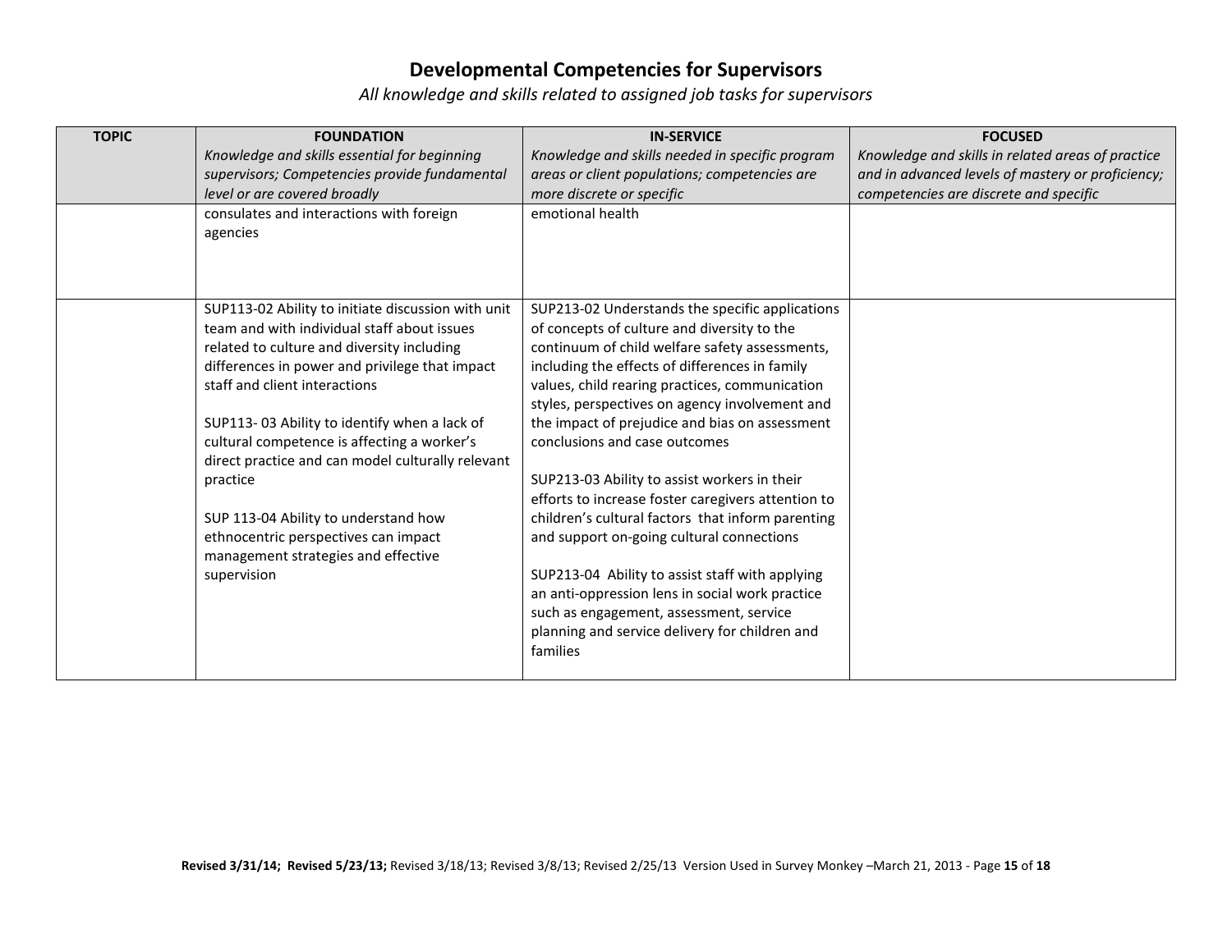# Developmental Competencies for Supervisors

*All knowledge and skills related to assigned job tasks for supervisors*

| TOPIC | FOUNDATION<br>*Knowledge and skills essential for beginning supervisors; Competencies provide fundamental level or are covered broadly* | IN-SERVICE<br>*Knowledge and skills needed in specific program areas or client populations; competencies are more discrete or specific* | FOCUSED<br>*Knowledge and skills in related areas of practice and in advanced levels of mastery or proficiency; competencies are discrete and specific* |
|---|---|---|---|
| | consulates and interactions with foreign agencies | emotional health | |
| | SUP113-02 Ability to initiate discussion with unit team and with individual staff about issues related to culture and diversity including differences in power and privilege that impact staff and client interactions<br><br>SUP113- 03 Ability to identify when a lack of cultural competence is affecting a worker's direct practice and can model culturally relevant practice<br><br>SUP 113-04 Ability to understand how ethnocentric perspectives can impact management strategies and effective supervision | SUP213-02 Understands the specific applications of concepts of culture and diversity to the continuum of child welfare safety assessments, including the effects of differences in family values, child rearing practices, communication styles, perspectives on agency involvement and the impact of prejudice and bias on assessment conclusions and case outcomes<br><br>SUP213-03 Ability to assist workers in their efforts to increase foster caregivers attention to children's cultural factors that inform parenting and support on-going cultural connections<br><br>SUP213-04 Ability to assist staff with applying an anti-oppression lens in social work practice such as engagement, assessment, service planning and service delivery for children and families | |

**Revised 3/31/14; Revised 5/23/13;** Revised 3/18/13; Revised 3/8/13; Revised 2/25/13 Version Used in Survey Monkey –March 21, 2013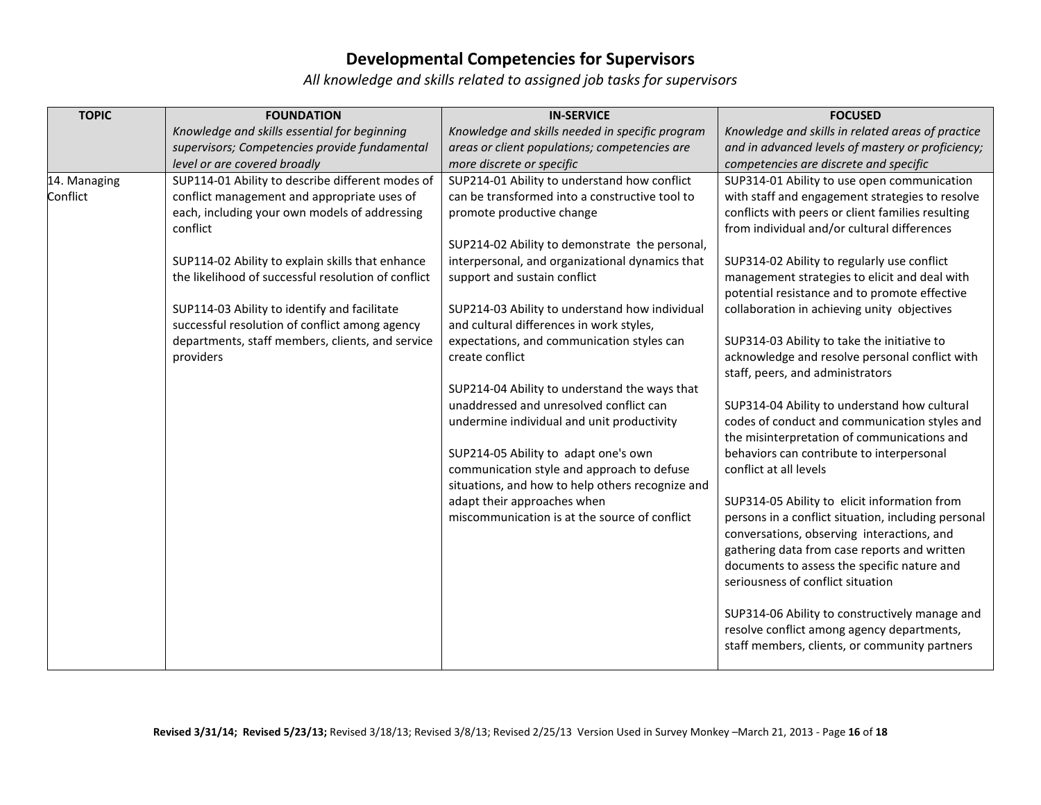# Developmental Competencies for Supervisors

*All knowledge and skills related to assigned job tasks for supervisors*

| TOPIC | FOUNDATION<br>*Knowledge and skills essential for beginning supervisors; Competencies provide fundamental level or are covered broadly* | IN-SERVICE<br>*Knowledge and skills needed in specific program areas or client populations; competencies are more discrete or specific* | FOCUSED<br>*Knowledge and skills in related areas of practice and in advanced levels of mastery or proficiency; competencies are discrete and specific* |
|---|---|---|---|
| 14. Managing Conflict | SUP114-01 Ability to describe different modes of conflict management and appropriate uses of each, including your own models of addressing conflict<br><br>SUP114-02 Ability to explain skills that enhance the likelihood of successful resolution of conflict<br><br>SUP114-03 Ability to identify and facilitate successful resolution of conflict among agency departments, staff members, clients, and service providers | SUP214-01 Ability to understand how conflict can be transformed into a constructive tool to promote productive change<br><br>SUP214-02 Ability to demonstrate the personal, interpersonal, and organizational dynamics that support and sustain conflict<br><br>SUP214-03 Ability to understand how individual and cultural differences in work styles, expectations, and communication styles can create conflict<br><br>SUP214-04 Ability to understand the ways that unaddressed and unresolved conflict can undermine individual and unit productivity<br><br>SUP214-05 Ability to adapt one's own communication style and approach to defuse situations, and how to help others recognize and adapt their approaches when miscommunication is at the source of conflict | SUP314-01 Ability to use open communication with staff and engagement strategies to resolve conflicts with peers or client families resulting from individual and/or cultural differences<br><br>SUP314-02 Ability to regularly use conflict management strategies to elicit and deal with potential resistance and to promote effective collaboration in achieving unity objectives<br><br>SUP314-03 Ability to take the initiative to acknowledge and resolve personal conflict with staff, peers, and administrators<br><br>SUP314-04 Ability to understand how cultural codes of conduct and communication styles and the misinterpretation of communications and behaviors can contribute to interpersonal conflict at all levels<br><br>SUP314-05 Ability to elicit information from persons in a conflict situation, including personal conversations, observing interactions, and gathering data from case reports and written documents to assess the specific nature and seriousness of conflict situation<br><br>SUP314-06 Ability to constructively manage and resolve conflict among agency departments, staff members, clients, or community partners |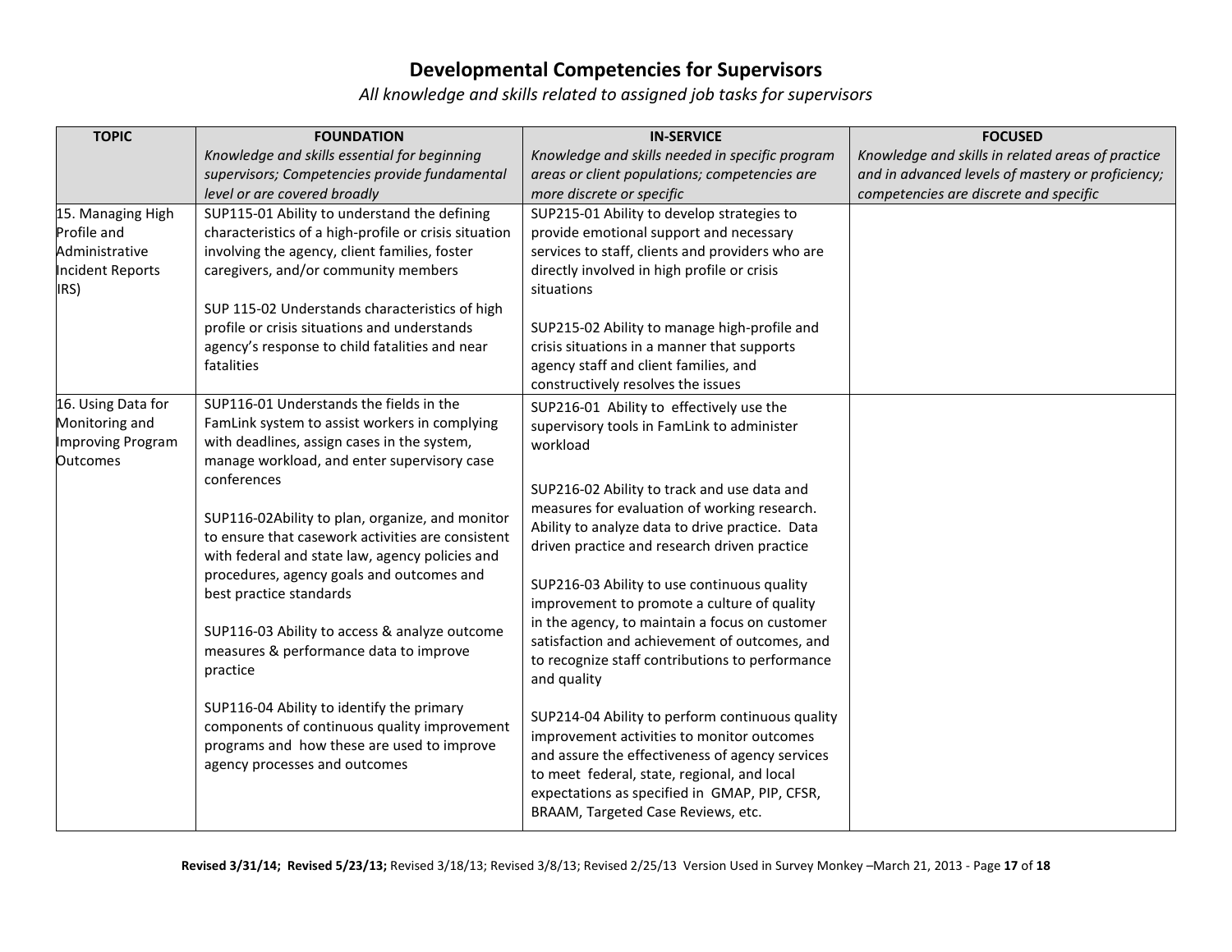# Developmental Competencies for Supervisors

*All knowledge and skills related to assigned job tasks for supervisors*

| TOPIC | FOUNDATION<br>*Knowledge and skills essential for beginning supervisors; Competencies provide fundamental level or are covered broadly* | IN-SERVICE<br>*Knowledge and skills needed in specific program areas or client populations; competencies are more discrete or specific* | FOCUSED<br>*Knowledge and skills in related areas of practice and in advanced levels of mastery or proficiency; competencies are discrete and specific* |
|---|---|---|---|
| 15. Managing High Profile and Administrative Incident Reports IRS) | SUP115-01 Ability to understand the defining characteristics of a high-profile or crisis situation involving the agency, client families, foster caregivers, and/or community members<br><br>SUP 115-02 Understands characteristics of high profile or crisis situations and understands agency's response to child fatalities and near fatalities | SUP215-01 Ability to develop strategies to provide emotional support and necessary services to staff, clients and providers who are directly involved in high profile or crisis situations<br><br>SUP215-02 Ability to manage high-profile and crisis situations in a manner that supports agency staff and client families, and constructively resolves the issues | |
| 16. Using Data for Monitoring and Improving Program Outcomes | SUP116-01 Understands the fields in the FamLink system to assist workers in complying with deadlines, assign cases in the system, manage workload, and enter supervisory case conferences<br><br>SUP116-02Ability to plan, organize, and monitor to ensure that casework activities are consistent with federal and state law, agency policies and procedures, agency goals and outcomes and best practice standards<br><br>SUP116-03 Ability to access & analyze outcome measures & performance data to improve practice<br><br>SUP116-04 Ability to identify the primary components of continuous quality improvement programs and how these are used to improve agency processes and outcomes | SUP216-01 Ability to effectively use the supervisory tools in FamLink to administer workload<br><br>SUP216-02 Ability to track and use data and measures for evaluation of working research. Ability to analyze data to drive practice. Data driven practice and research driven practice<br><br>SUP216-03 Ability to use continuous quality improvement to promote a culture of quality in the agency, to maintain a focus on customer satisfaction and achievement of outcomes, and to recognize staff contributions to performance and quality<br><br>SUP214-04 Ability to perform continuous quality improvement activities to monitor outcomes and assure the effectiveness of agency services to meet federal, state, regional, and local expectations as specified in GMAP, PIP, CFSR, BRAAM, Targeted Case Reviews, etc. | |

**Revised 3/31/14; Revised 5/23/13;** Revised 3/18/13; Revised 3/8/13; Revised 2/25/13 Version Used in Survey Monkey –March 21, 2013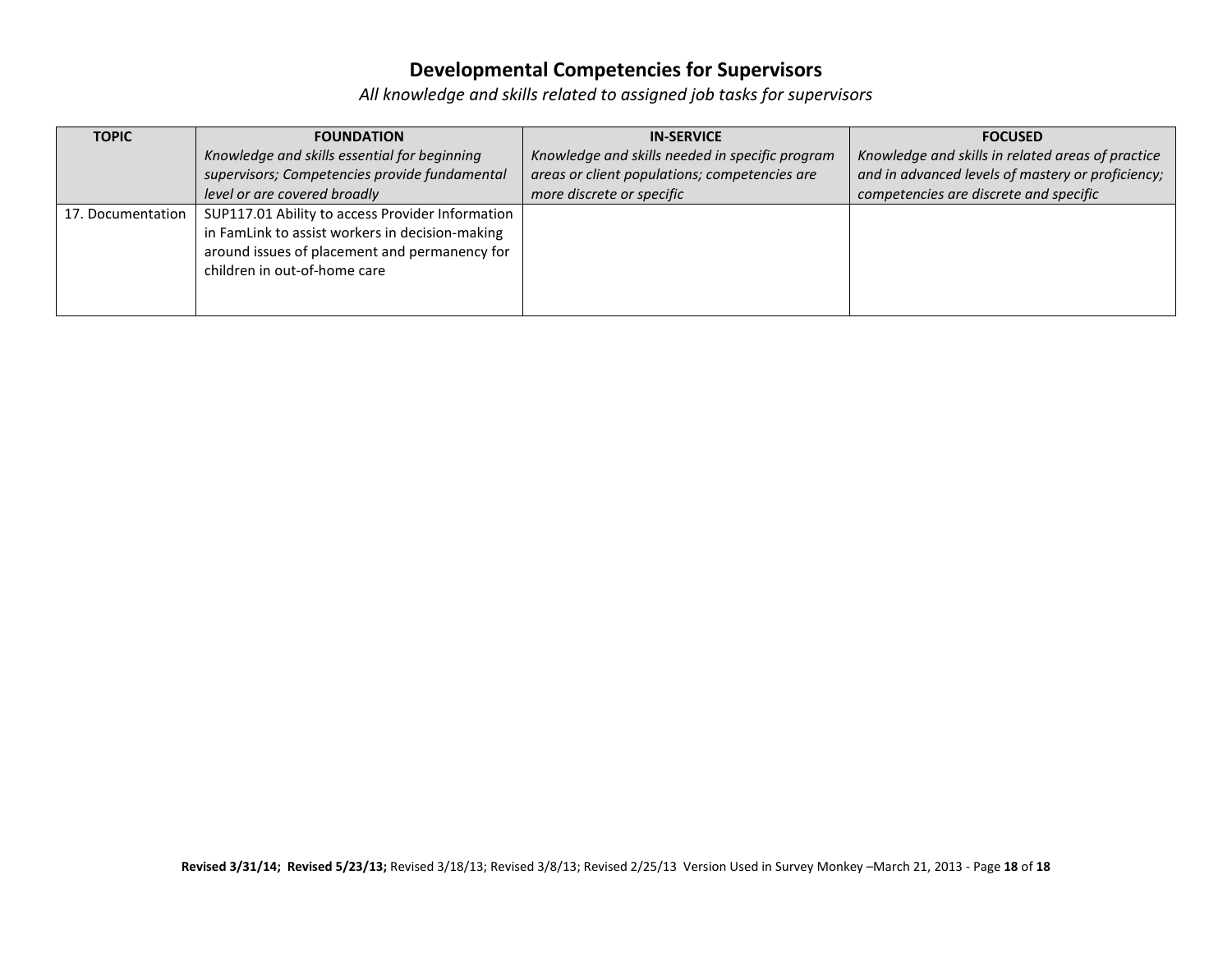# Developmental Competencies for Supervisors

*All knowledge and skills related to assigned job tasks for supervisors*

| TOPIC | FOUNDATION<br>*Knowledge and skills essential for beginning supervisors; Competencies provide fundamental level or are covered broadly* | IN-SERVICE<br>*Knowledge and skills needed in specific program areas or client populations; competencies are more discrete or specific* | FOCUSED<br>*Knowledge and skills in related areas of practice and in advanced levels of mastery or proficiency; competencies are discrete and specific* |
|---|---|---|---|
| 17. Documentation | SUP117.01 Ability to access Provider Information in FamLink to assist workers in decision-making around issues of placement and permanency for children in out-of-home care | | |